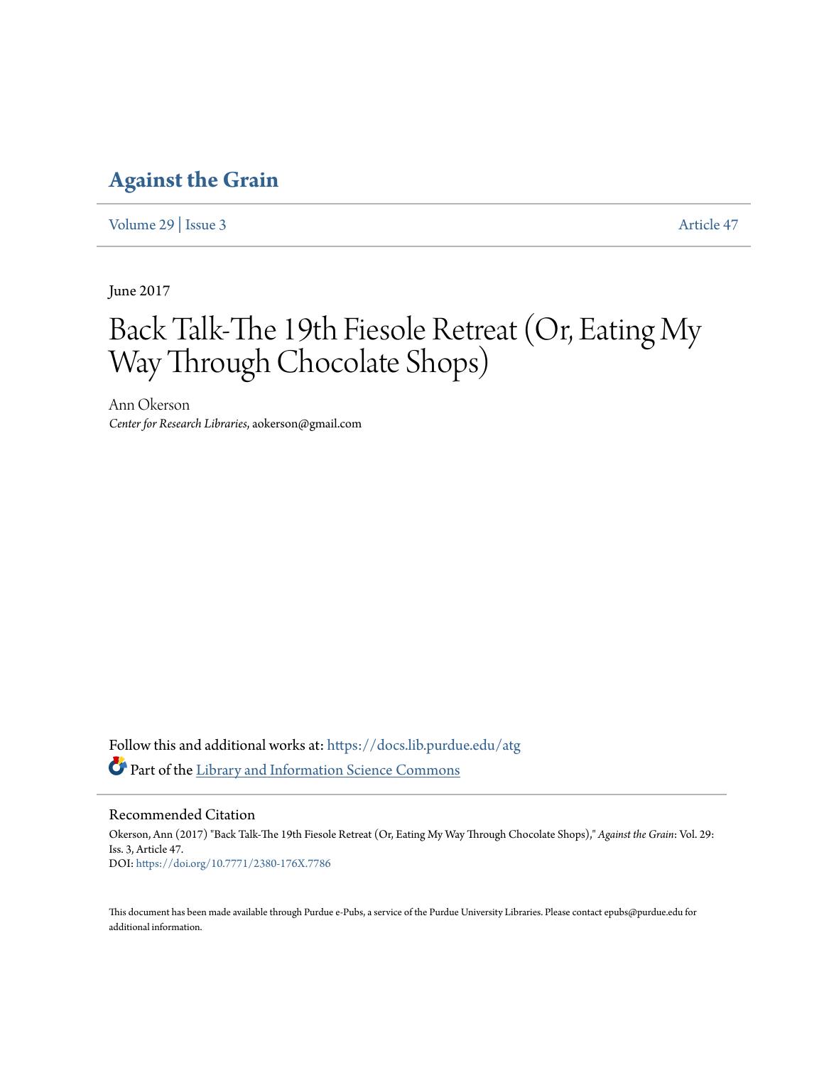# Against the Grain

Volume 29 | Issue 3    Article 47

June 2017

## Back Talk-The 19th Fiesole Retreat (Or, Eating My Way Through Chocolate Shops)

Ann Okerson
*Center for Research Libraries*, aokerson@gmail.com

Follow this and additional works at: https://docs.lib.purdue.edu/atg

Part of the Library and Information Science Commons

### Recommended Citation

Okerson, Ann (2017) "Back Talk-The 19th Fiesole Retreat (Or, Eating My Way Through Chocolate Shops)," *Against the Grain*: Vol. 29: Iss. 3, Article 47.
DOI: https://doi.org/10.7771/2380-176X.7786

This document has been made available through Purdue e-Pubs, a service of the Purdue University Libraries. Please contact epubs@purdue.edu for additional information.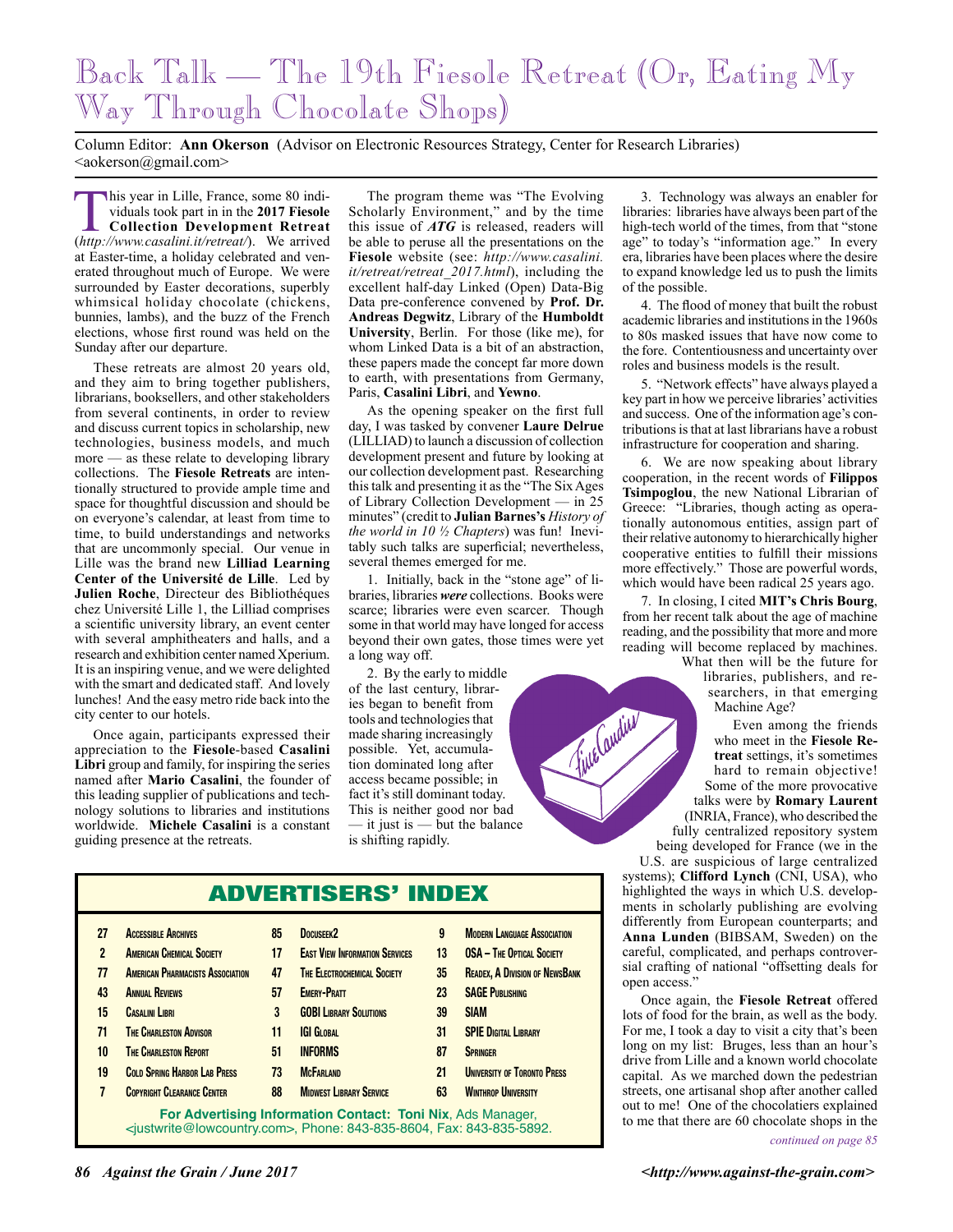# Back Talk — The 19th Fiesole Retreat (Or, Eating My Way Through Chocolate Shops)

Column Editor: **Ann Okerson** (Advisor on Electronic Resources Strategy, Center for Research Libraries) <aokerson@gmail.com>

This year in Lille, France, some 80 individuals took part in in the **2017 Fiesole Collection Development Retreat** (*http://www.casalini.it/retreat/*). We arrived at Easter-time, a holiday celebrated and venerated throughout much of Europe. We were surrounded by Easter decorations, superbly whimsical holiday chocolate (chickens, bunnies, lambs), and the buzz of the French elections, whose first round was held on the Sunday after our departure.

These retreats are almost 20 years old, and they aim to bring together publishers, librarians, booksellers, and other stakeholders from several continents, in order to review and discuss current topics in scholarship, new technologies, business models, and much more — as these relate to developing library collections. The **Fiesole Retreats** are intentionally structured to provide ample time and space for thoughtful discussion and should be on everyone's calendar, at least from time to time, to build understandings and networks that are uncommonly special. Our venue in Lille was the brand new **Lilliad Learning Center of the Université de Lille**. Led by **Julien Roche**, Directeur des Bibliothéques chez Université Lille 1, the Lilliad comprises a scientific university library, an event center with several amphitheaters and halls, and a research and exhibition center named Xperium. It is an inspiring venue, and we were delighted with the smart and dedicated staff. And lovely lunches! And the easy metro ride back into the city center to our hotels.

Once again, participants expressed their appreciation to the **Fiesole**-based **Casalini Libri** group and family, for inspiring the series named after **Mario Casalini**, the founder of this leading supplier of publications and technology solutions to libraries and institutions worldwide. **Michele Casalini** is a constant guiding presence at the retreats.

The program theme was "The Evolving Scholarly Environment," and by the time this issue of ***ATG*** is released, readers will be able to peruse all the presentations on the **Fiesole** website (see: *http://www.casalini.it/retreat/retreat_2017.html*), including the excellent half-day Linked (Open) Data-Big Data pre-conference convened by **Prof. Dr. Andreas Degwitz**, Library of the **Humboldt University**, Berlin. For those (like me), for whom Linked Data is a bit of an abstraction, these papers made the concept far more down to earth, with presentations from Germany, Paris, **Casalini Libri**, and **Yewno**.

As the opening speaker on the first full day, I was tasked by convener **Laure Delrue** (LILLIAD) to launch a discussion of collection development present and future by looking at our collection development past. Researching this talk and presenting it as the "The Six Ages of Library Collection Development — in 25 minutes" (credit to **Julian Barnes's** *History of the world in 10 ½ Chapters*) was fun! Inevitably such talks are superficial; nevertheless, several themes emerged for me.

1. Initially, back in the "stone age" of libraries, libraries ***were*** collections. Books were scarce; libraries were even scarcer. Though some in that world may have longed for access beyond their own gates, those times were yet a long way off.

2. By the early to middle of the last century, libraries began to benefit from tools and technologies that made sharing increasingly possible. Yet, accumulation dominated long after access became possible; in fact it's still dominant today. This is neither good nor bad — it just is — but the balance is shifting rapidly.

3. Technology was always an enabler for libraries: libraries have always been part of the high-tech world of the times, from that "stone age" to today's "information age." In every era, libraries have been places where the desire to expand knowledge led us to push the limits of the possible.

4. The flood of money that built the robust academic libraries and institutions in the 1960s to 80s masked issues that have now come to the fore. Contentiousness and uncertainty over roles and business models is the result.

5. "Network effects" have always played a key part in how we perceive libraries' activities and success. One of the information age's contributions is that at last librarians have a robust infrastructure for cooperation and sharing.

6. We are now speaking about library cooperation, in the recent words of **Filippos Tsimpoglou**, the new National Librarian of Greece: "Libraries, though acting as operationally autonomous entities, assign part of their relative autonomy to hierarchically higher cooperative entities to fulfill their missions more effectively." Those are powerful words, which would have been radical 25 years ago.

7. In closing, I cited **MIT's Chris Bourg**, from her recent talk about the age of machine reading, and the possibility that more and more reading will become replaced by machines. What then will be the future for libraries, publishers, and researchers, in that emerging Machine Age?

Even among the friends who meet in the **Fiesole Retreat** settings, it's sometimes hard to remain objective! Some of the more provocative talks were by **Romary Laurent** (INRIA, France), who described the fully centralized repository system being developed for France (we in the U.S. are suspicious of large centralized systems); **Clifford Lynch** (CNI, USA), who highlighted the ways in which U.S. developments in scholarly publishing are evolving differently from European counterparts; and **Anna Lunden** (BIBSAM, Sweden) on the careful, complicated, and perhaps controversial crafting of national "offsetting deals for open access."

Once again, the **Fiesole Retreat** offered lots of food for the brain, as well as the body. For me, I took a day to visit a city that's been long on my list: Bruges, less than an hour's drive from Lille and a known world chocolate capital. As we marched down the pedestrian streets, one artisanal shop after another called out to me! One of the chocolatiers explained to me that there are 60 chocolate shops in the

*continued on page 85*

## ADVERTISERS' INDEX

| | | | | | |
|---|---|---|---|---|---|
| 27 | Accessible Archives | 85 | Docuseek2 | 9 | Modern Language Association |
| 2 | American Chemical Society | 17 | East View Information Services | 13 | OSA – The Optical Society |
| 77 | American Pharmacists Association | 47 | The Electrochemical Society | 35 | Readex, A Division of NewsBank |
| 43 | Annual Reviews | 57 | Emery-Pratt | 23 | SAGE Publishing |
| 15 | Casalini Libri | 3 | GOBI Library Solutions | 39 | SIAM |
| 71 | The Charleston Advisor | 11 | IGI Global | 31 | SPIE Digital Library |
| 10 | The Charleston Report | 51 | INFORMS | 87 | Springer |
| 19 | Cold Spring Harbor Lab Press | 73 | McFarland | 21 | University of Toronto Press |
| 7 | Copyright Clearance Center | 88 | Midwest Library Service | 63 | Winthrop University |

**For Advertising Information Contact: Toni Nix**, Ads Manager, <justwrite@lowcountry.com>, Phone: 843-835-8604, Fax: 843-835-5892.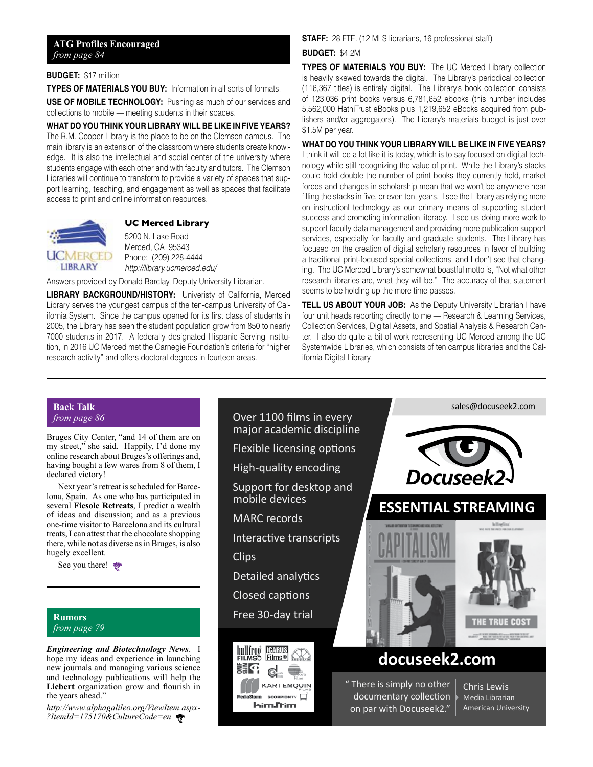## ATG Profiles Encouraged
*from page 84*

**BUDGET:** $17 million

**TYPES OF MATERIALS YOU BUY:** Information in all sorts of formats.

**USE OF MOBILE TECHNOLOGY:** Pushing as much of our services and collections to mobile — meeting students in their spaces.

**WHAT DO YOU THINK YOUR LIBRARY WILL BE LIKE IN FIVE YEARS?** The R.M. Cooper Library is the place to be on the Clemson campus. The main library is an extension of the classroom where students create knowledge. It is also the intellectual and social center of the university where students engage with each other and with faculty and tutors. The Clemson Libraries will continue to transform to provide a variety of spaces that support learning, teaching, and engagement as well as spaces that facilitate access to print and online information resources.

### UC Merced Library

5200 N. Lake Road
Merced, CA 95343
Phone: (209) 228-4444
*http://library.ucmerced.edu/*

Answers provided by Donald Barclay, Deputy University Librarian.

**LIBRARY BACKGROUND/HISTORY:** Univeristy of California, Merced Library serves the youngest campus of the ten-campus University of California System. Since the campus opened for its first class of students in 2005, the Library has seen the student population grow from 850 to nearly 7000 students in 2017. A federally designated Hispanic Serving Institution, in 2016 UC Merced met the Carnegie Foundation's criteria for "higher research activity" and offers doctoral degrees in fourteen areas.

**STAFF:** 28 FTE. (12 MLS librarians, 16 professional staff)

**BUDGET:** $4.2M

**TYPES OF MATERIALS YOU BUY:** The UC Merced Library collection is heavily skewed towards the digital. The Library's periodical collection (116,367 titles) is entirely digital. The Library's book collection consists of 123,036 print books versus 6,781,652 ebooks (this number includes 5,562,000 HathiTrust eBooks plus 1,219,652 eBooks acquired from publishers and/or aggregators). The Library's materials budget is just over $1.5M per year.

**WHAT DO YOU THINK YOUR LIBRARY WILL BE LIKE IN FIVE YEARS?** I think it will be a lot like it is today, which is to say focused on digital technology while still recognizing the value of print. While the Library's stacks could hold double the number of print books they currently hold, market forces and changes in scholarship mean that we won't be anywhere near filling the stacks in five, or even ten, years. I see the Library as relying more on instructionl technology as our primary means of supporting student success and promoting information literacy. I see us doing more work to support faculty data management and providing more publication support services, especially for faculty and graduate students. The Library has focused on the creation of digital scholarly resources in favor of building a traditional print-focused special collections, and I don't see that changing. The UC Merced Library's somewhat boastful motto is, "Not what other research libraries are, what they will be." The accuracy of that statement seems to be holding up the more time passes.

**TELL US ABOUT YOUR JOB:** As the Deputy University Librarian I have four unit heads reporting directly to me — Research & Learning Services, Collection Services, Digital Assets, and Spatial Analysis & Research Center. I also do quite a bit of work representing UC Merced among the UC Systemwide Libraries, which consists of ten campus libraries and the California Digital Library.

## Back Talk
*from page 86*

Bruges City Center, "and 14 of them are on my street," she said. Happily, I'd done my online research about Bruges's offerings and, having bought a few wares from 8 of them, I declared victory!

Next year's retreat is scheduled for Barcelona, Spain. As one who has participated in several **Fiesole Retreats**, I predict a wealth of ideas and discussion; and as a previous one-time visitor to Barcelona and its cultural treats, I can attest that the chocolate shopping there, while not as diverse as in Bruges, is also hugely excellent.

See you there!

## Rumors
*from page 79*

***Engineering and Biotechnology News***. I hope my ideas and experience in launching new journals and managing various science and technology publications will help the **Liebert** organization grow and flourish in the years ahead."

*http://www.alphagalileo.org/ViewItem.aspx?ItemId=175170&CultureCode=en*

---

Over 1100 films in every major academic discipline

Flexible licensing options

High-quality encoding

Support for desktop and mobile devices

MARC records

Interactive transcripts

Clips

Detailed analytics

Closed captions

Free 30-day trial

sales@docuseek2.com

Docuseek2

ESSENTIAL STREAMING

docuseek2.com

" There is simply no other documentary collection on par with Docuseek2."

Chris Lewis
Media Librarian
American University